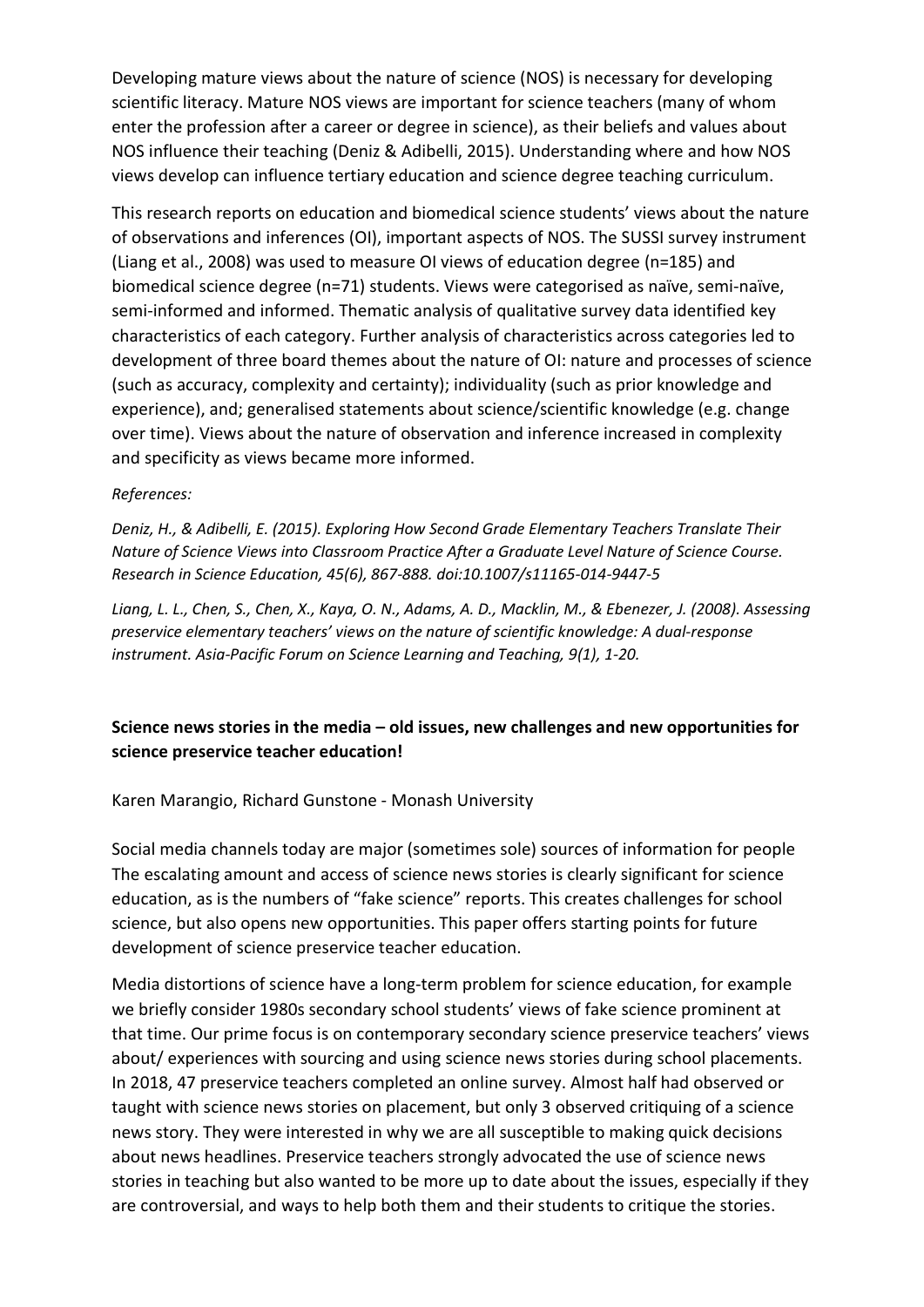Developing mature views about the nature of science (NOS) is necessary for developing scientific literacy. Mature NOS views are important for science teachers (many of whom enter the profession after a career or degree in science), as their beliefs and values about NOS influence their teaching (Deniz & Adibelli, 2015). Understanding where and how NOS views develop can influence tertiary education and science degree teaching curriculum.

This research reports on education and biomedical science students' views about the nature of observations and inferences (OI), important aspects of NOS. The SUSSI survey instrument (Liang et al., 2008) was used to measure OI views of education degree (n=185) and biomedical science degree (n=71) students. Views were categorised as naïve, semi-naïve, semi-informed and informed. Thematic analysis of qualitative survey data identified key characteristics of each category. Further analysis of characteristics across categories led to development of three board themes about the nature of OI: nature and processes of science (such as accuracy, complexity and certainty); individuality (such as prior knowledge and experience), and; generalised statements about science/scientific knowledge (e.g. change over time). Views about the nature of observation and inference increased in complexity and specificity as views became more informed.

*References:*

*Deniz, H., & Adibelli, E. (2015). Exploring How Second Grade Elementary Teachers Translate Their Nature of Science Views into Classroom Practice After a Graduate Level Nature of Science Course. Research in Science Education, 45(6), 867-888. doi:10.1007/s11165-014-9447-5*

*Liang, L. L., Chen, S., Chen, X., Kaya, O. N., Adams, A. D., Macklin, M., & Ebenezer, J. (2008). Assessing preservice elementary teachers' views on the nature of scientific knowledge: A dual-response instrument. Asia-Pacific Forum on Science Learning and Teaching, 9(1), 1-20.*

**Science news stories in the media – old issues, new challenges and new opportunities for science preservice teacher education!**

Karen Marangio, Richard Gunstone - Monash University

Social media channels today are major (sometimes sole) sources of information for people The escalating amount and access of science news stories is clearly significant for science education, as is the numbers of "fake science" reports. This creates challenges for school science, but also opens new opportunities. This paper offers starting points for future development of science preservice teacher education.

Media distortions of science have a long-term problem for science education, for example we briefly consider 1980s secondary school students' views of fake science prominent at that time. Our prime focus is on contemporary secondary science preservice teachers' views about/ experiences with sourcing and using science news stories during school placements. In 2018, 47 preservice teachers completed an online survey. Almost half had observed or taught with science news stories on placement, but only 3 observed critiquing of a science news story. They were interested in why we are all susceptible to making quick decisions about news headlines. Preservice teachers strongly advocated the use of science news stories in teaching but also wanted to be more up to date about the issues, especially if they are controversial, and ways to help both them and their students to critique the stories.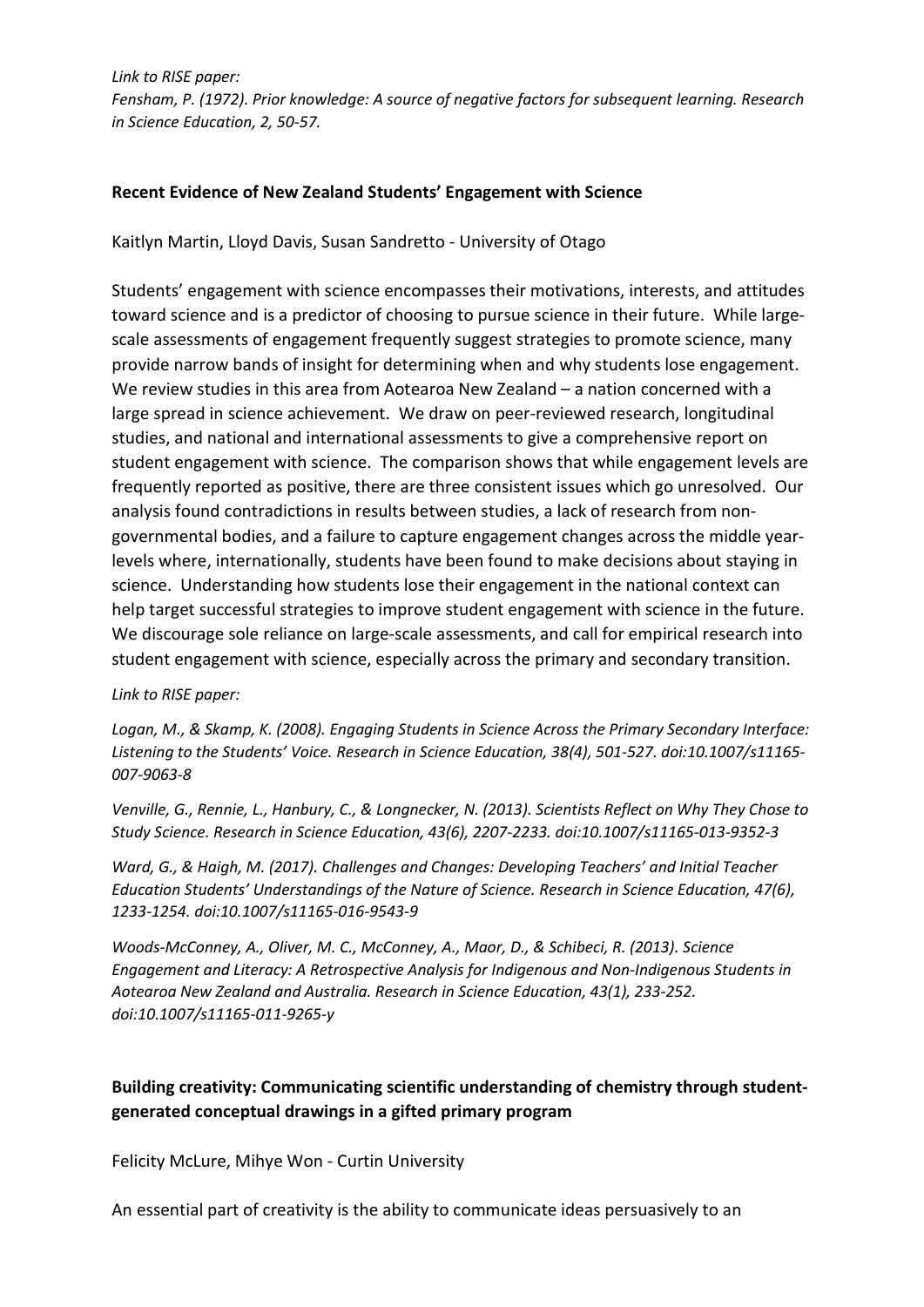*Link to RISE paper:*
*Fensham, P. (1972). Prior knowledge: A source of negative factors for subsequent learning. Research in Science Education, 2, 50-57.*

**Recent Evidence of New Zealand Students' Engagement with Science**

Kaitlyn Martin, Lloyd Davis, Susan Sandretto - University of Otago

Students' engagement with science encompasses their motivations, interests, and attitudes toward science and is a predictor of choosing to pursue science in their future. While large-scale assessments of engagement frequently suggest strategies to promote science, many provide narrow bands of insight for determining when and why students lose engagement. We review studies in this area from Aotearoa New Zealand – a nation concerned with a large spread in science achievement. We draw on peer-reviewed research, longitudinal studies, and national and international assessments to give a comprehensive report on student engagement with science. The comparison shows that while engagement levels are frequently reported as positive, there are three consistent issues which go unresolved. Our analysis found contradictions in results between studies, a lack of research from non-governmental bodies, and a failure to capture engagement changes across the middle year-levels where, internationally, students have been found to make decisions about staying in science. Understanding how students lose their engagement in the national context can help target successful strategies to improve student engagement with science in the future. We discourage sole reliance on large-scale assessments, and call for empirical research into student engagement with science, especially across the primary and secondary transition.

*Link to RISE paper:*

*Logan, M., & Skamp, K. (2008). Engaging Students in Science Across the Primary Secondary Interface: Listening to the Students' Voice. Research in Science Education, 38(4), 501-527. doi:10.1007/s11165-007-9063-8*

*Venville, G., Rennie, L., Hanbury, C., & Longnecker, N. (2013). Scientists Reflect on Why They Chose to Study Science. Research in Science Education, 43(6), 2207-2233. doi:10.1007/s11165-013-9352-3*

*Ward, G., & Haigh, M. (2017). Challenges and Changes: Developing Teachers' and Initial Teacher Education Students' Understandings of the Nature of Science. Research in Science Education, 47(6), 1233-1254. doi:10.1007/s11165-016-9543-9*

*Woods-McConney, A., Oliver, M. C., McConney, A., Maor, D., & Schibeci, R. (2013). Science Engagement and Literacy: A Retrospective Analysis for Indigenous and Non-Indigenous Students in Aotearoa New Zealand and Australia. Research in Science Education, 43(1), 233-252. doi:10.1007/s11165-011-9265-y*

**Building creativity: Communicating scientific understanding of chemistry through student-generated conceptual drawings in a gifted primary program**

Felicity McLure, Mihye Won - Curtin University

An essential part of creativity is the ability to communicate ideas persuasively to an